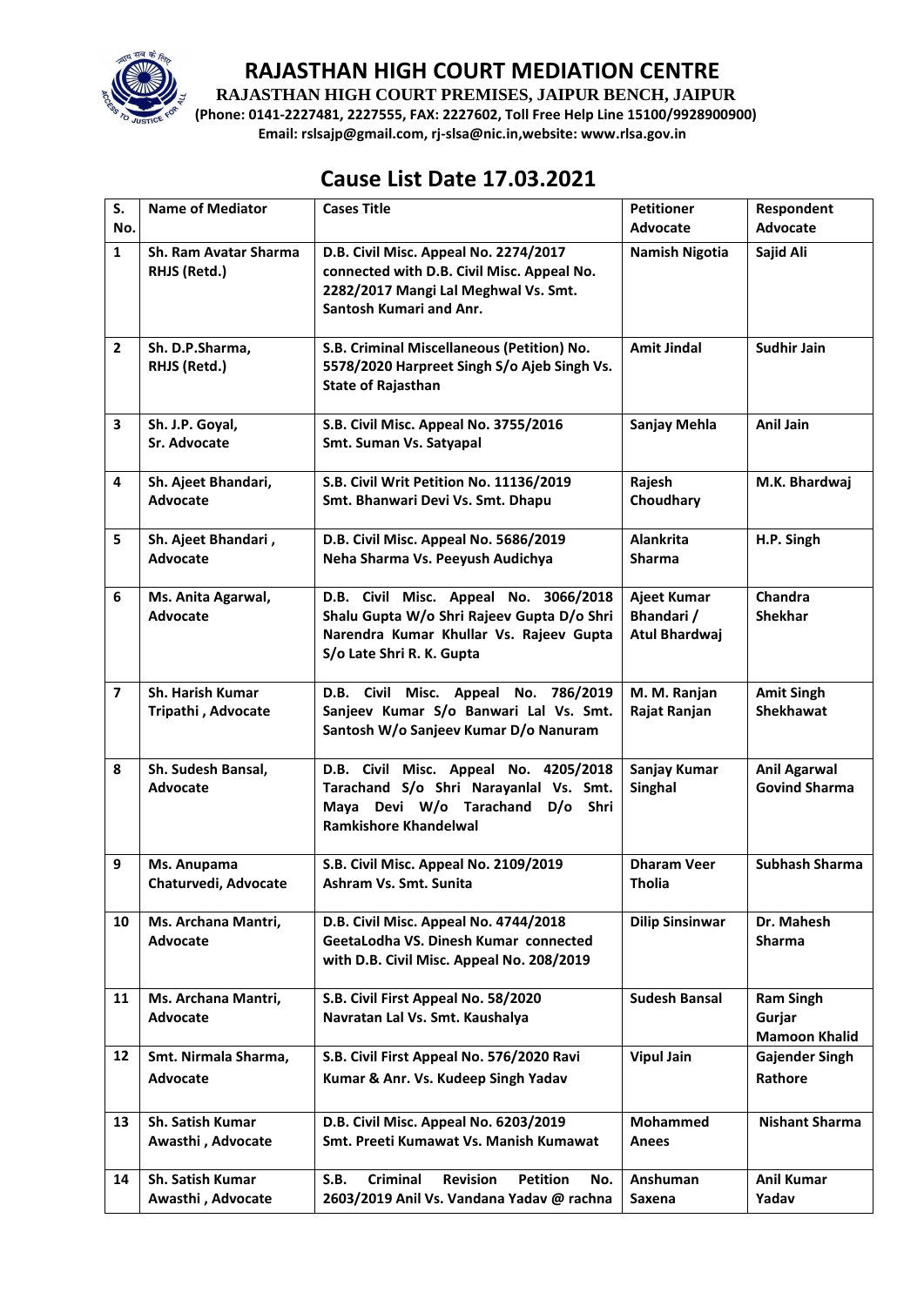# RAJASTHAN HIGH COURT MEDIATION CENTRE

**RAJASTHAN HIGH COURT PREMISES, JAIPUR BENCH, JAIPUR**

**(Phone: 0141-2227481, 2227555, FAX: 2227602, Toll Free Help Line 15100/9928900900)**

**Email: rslsajp@gmail.com, rj-slsa@nic.in,website: www.rlsa.gov.in**

## Cause List Date 17.03.2021

| S. No. | Name of Mediator | Cases Title | Petitioner Advocate | Respondent Advocate |
|---|---|---|---|---|
| 1 | Sh. Ram Avatar Sharma RHJS (Retd.) | D.B. Civil Misc. Appeal No. 2274/2017 connected with D.B. Civil Misc. Appeal No. 2282/2017 Mangi Lal Meghwal Vs. Smt. Santosh Kumari and Anr. | Namish Nigotia | Sajid Ali |
| 2 | Sh. D.P.Sharma, RHJS (Retd.) | S.B. Criminal Miscellaneous (Petition) No. 5578/2020 Harpreet Singh S/o Ajeb Singh Vs. State of Rajasthan | Amit Jindal | Sudhir Jain |
| 3 | Sh. J.P. Goyal, Sr. Advocate | S.B. Civil Misc. Appeal No. 3755/2016 Smt. Suman Vs. Satyapal | Sanjay Mehla | Anil Jain |
| 4 | Sh. Ajeet Bhandari, Advocate | S.B. Civil Writ Petition No. 11136/2019 Smt. Bhanwari Devi Vs. Smt. Dhapu | Rajesh Choudhary | M.K. Bhardwaj |
| 5 | Sh. Ajeet Bhandari , Advocate | D.B. Civil Misc. Appeal No. 5686/2019 Neha Sharma Vs. Peeyush Audichya | Alankrita Sharma | H.P. Singh |
| 6 | Ms. Anita Agarwal, Advocate | D.B. Civil Misc. Appeal No. 3066/2018 Shalu Gupta W/o Shri Rajeev Gupta D/o Shri Narendra Kumar Khullar Vs. Rajeev Gupta S/o Late Shri R. K. Gupta | Ajeet Kumar Bhandari / Atul Bhardwaj | Chandra Shekhar |
| 7 | Sh. Harish Kumar Tripathi , Advocate | D.B. Civil Misc. Appeal No. 786/2019 Sanjeev Kumar S/o Banwari Lal Vs. Smt. Santosh W/o Sanjeev Kumar D/o Nanuram | M. M. Ranjan Rajat Ranjan | Amit Singh Shekhawat |
| 8 | Sh. Sudesh Bansal, Advocate | D.B. Civil Misc. Appeal No. 4205/2018 Tarachand S/o Shri Narayanlal Vs. Smt. Maya Devi W/o Tarachand D/o Shri Ramkishore Khandelwal | Sanjay Kumar Singhal | Anil Agarwal Govind Sharma |
| 9 | Ms. Anupama Chaturvedi, Advocate | S.B. Civil Misc. Appeal No. 2109/2019 Ashram Vs. Smt. Sunita | Dharam Veer Tholia | Subhash Sharma |
| 10 | Ms. Archana Mantri, Advocate | D.B. Civil Misc. Appeal No. 4744/2018 GeetaLodha VS. Dinesh Kumar connected with D.B. Civil Misc. Appeal No. 208/2019 | Dilip Sinsinwar | Dr. Mahesh Sharma |
| 11 | Ms. Archana Mantri, Advocate | S.B. Civil First Appeal No. 58/2020 Navratan Lal Vs. Smt. Kaushalya | Sudesh Bansal | Ram Singh Gurjar Mamoon Khalid |
| 12 | Smt. Nirmala Sharma, Advocate | S.B. Civil First Appeal No. 576/2020 Ravi Kumar & Anr. Vs. Kudeep Singh Yadav | Vipul Jain | Gajender Singh Rathore |
| 13 | Sh. Satish Kumar Awasthi , Advocate | D.B. Civil Misc. Appeal No. 6203/2019 Smt. Preeti Kumawat Vs. Manish Kumawat | Mohammed Anees | Nishant Sharma |
| 14 | Sh. Satish Kumar Awasthi , Advocate | S.B. Criminal Revision Petition No. 2603/2019 Anil Vs. Vandana Yadav @ rachna | Anshuman Saxena | Anil Kumar Yadav |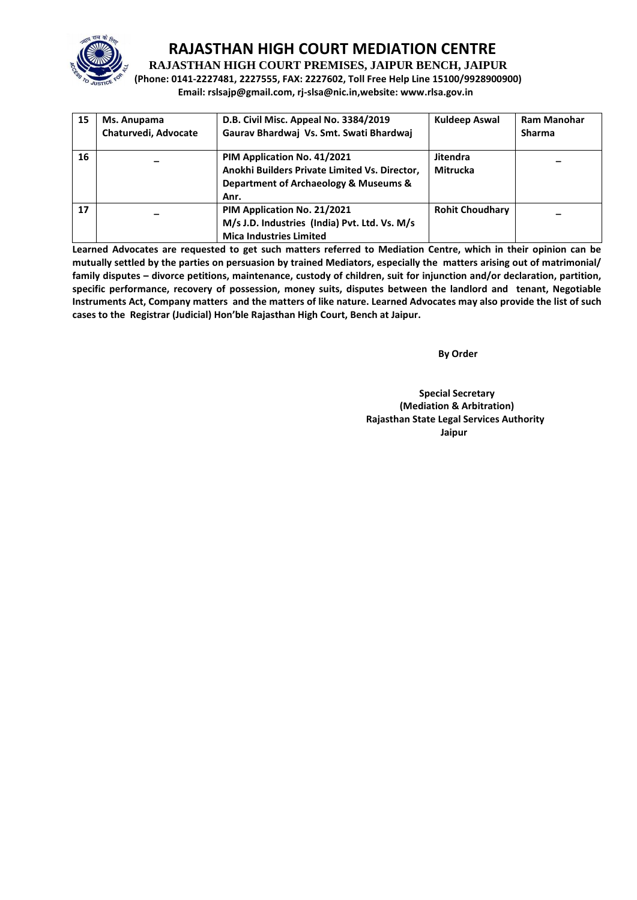# RAJASTHAN HIGH COURT MEDIATION CENTRE

**RAJASTHAN HIGH COURT PREMISES, JAIPUR BENCH, JAIPUR**

**(Phone: 0141-2227481, 2227555, FAX: 2227602, Toll Free Help Line 15100/9928900900)**

**Email: rslsajp@gmail.com, rj-slsa@nic.in,website: www.rlsa.gov.in**

| | | | | |
|---|---|---|---|---|
| 15 | Ms. Anupama Chaturvedi, Advocate | D.B. Civil Misc. Appeal No. 3384/2019 Gaurav Bhardwaj Vs. Smt. Swati Bhardwaj | Kuldeep Aswal | Ram Manohar Sharma |
| 16 | – | PIM Application No. 41/2021 Anokhi Builders Private Limited Vs. Director, Department of Archaeology & Museums & Anr. | Jitendra Mitrucka | – |
| 17 | – | PIM Application No. 21/2021 M/s J.D. Industries (India) Pvt. Ltd. Vs. M/s Mica Industries Limited | Rohit Choudhary | – |

**Learned Advocates are requested to get such matters referred to Mediation Centre, which in their opinion can be mutually settled by the parties on persuasion by trained Mediators, especially the matters arising out of matrimonial/ family disputes – divorce petitions, maintenance, custody of children, suit for injunction and/or declaration, partition, specific performance, recovery of possession, money suits, disputes between the landlord and tenant, Negotiable Instruments Act, Company matters and the matters of like nature. Learned Advocates may also provide the list of such cases to the Registrar (Judicial) Hon'ble Rajasthan High Court, Bench at Jaipur.**

**By Order**

**Special Secretary**
**(Mediation & Arbitration)**
**Rajasthan State Legal Services Authority**
**Jaipur**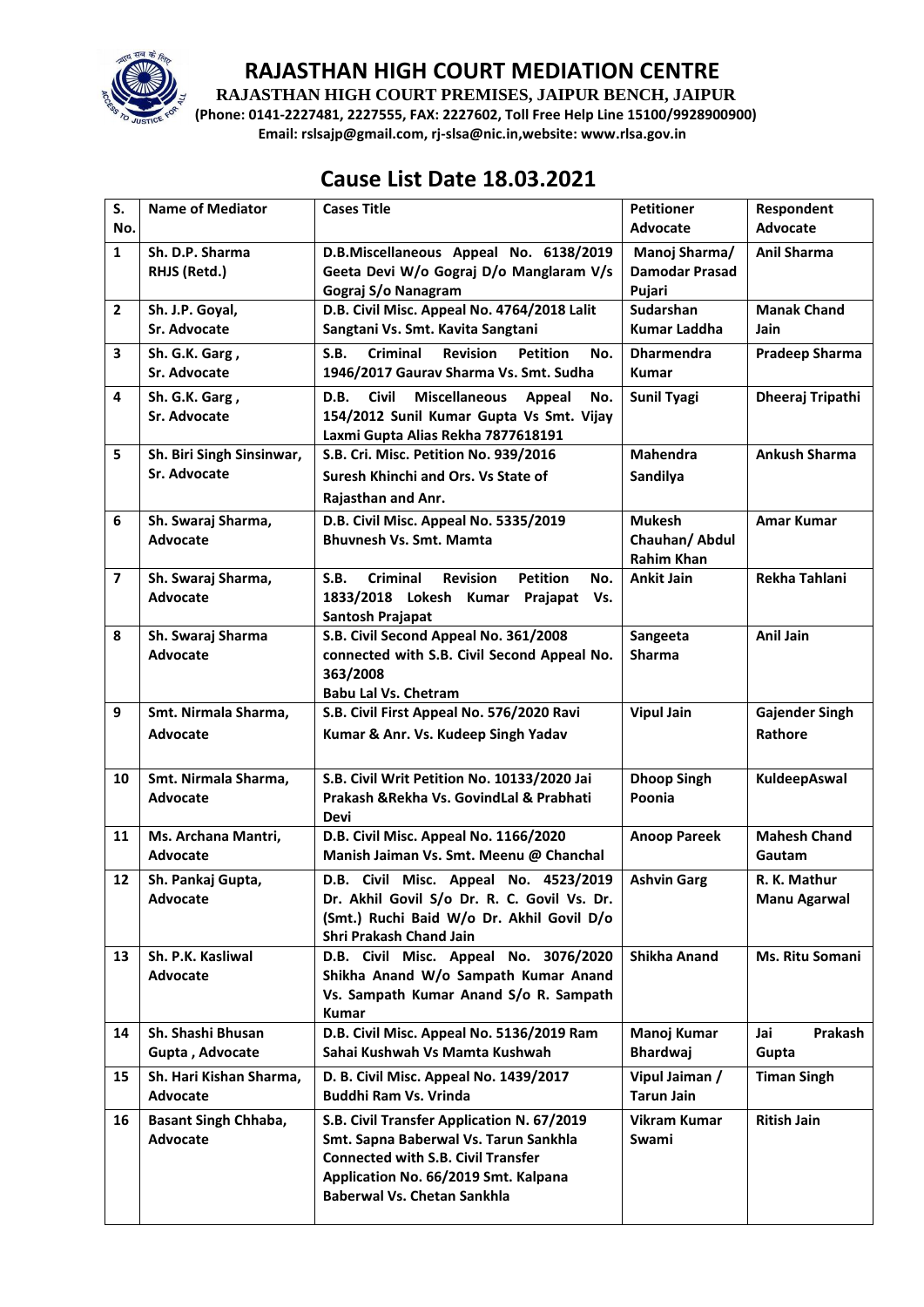# RAJASTHAN HIGH COURT MEDIATION CENTRE

**RAJASTHAN HIGH COURT PREMISES, JAIPUR BENCH, JAIPUR**

**(Phone: 0141-2227481, 2227555, FAX: 2227602, Toll Free Help Line 15100/9928900900)**

**Email: rslsajp@gmail.com, rj-slsa@nic.in,website: www.rlsa.gov.in**

## Cause List Date 18.03.2021

| S. No. | Name of Mediator | Cases Title | Petitioner Advocate | Respondent Advocate |
|---|---|---|---|---|
| 1 | Sh. D.P. Sharma RHJS (Retd.) | D.B.Miscellaneous Appeal No. 6138/2019 Geeta Devi W/o Gograj D/o Manglaram V/s Gograj S/o Nanagram | Manoj Sharma/ Damodar Prasad Pujari | Anil Sharma |
| 2 | Sh. J.P. Goyal, Sr. Advocate | D.B. Civil Misc. Appeal No. 4764/2018 Lalit Sangtani Vs. Smt. Kavita Sangtani | Sudarshan Kumar Laddha | Manak Chand Jain |
| 3 | Sh. G.K. Garg , Sr. Advocate | S.B. Criminal Revision Petition No. 1946/2017 Gaurav Sharma Vs. Smt. Sudha | Dharmendra Kumar | Pradeep Sharma |
| 4 | Sh. G.K. Garg , Sr. Advocate | D.B. Civil Miscellaneous Appeal No. 154/2012 Sunil Kumar Gupta Vs Smt. Vijay Laxmi Gupta Alias Rekha 7877618191 | Sunil Tyagi | Dheeraj Tripathi |
| 5 | Sh. Biri Singh Sinsinwar, Sr. Advocate | S.B. Cri. Misc. Petition No. 939/2016 Suresh Khinchi and Ors. Vs State of Rajasthan and Anr. | Mahendra Sandilya | Ankush Sharma |
| 6 | Sh. Swaraj Sharma, Advocate | D.B. Civil Misc. Appeal No. 5335/2019 Bhuvnesh Vs. Smt. Mamta | Mukesh Chauhan/ Abdul Rahim Khan | Amar Kumar |
| 7 | Sh. Swaraj Sharma, Advocate | S.B. Criminal Revision Petition No. 1833/2018 Lokesh Kumar Prajapat Vs. Santosh Prajapat | Ankit Jain | Rekha Tahlani |
| 8 | Sh. Swaraj Sharma Advocate | S.B. Civil Second Appeal No. 361/2008 connected with S.B. Civil Second Appeal No. 363/2008 Babu Lal Vs. Chetram | Sangeeta Sharma | Anil Jain |
| 9 | Smt. Nirmala Sharma, Advocate | S.B. Civil First Appeal No. 576/2020 Ravi Kumar & Anr. Vs. Kudeep Singh Yadav | Vipul Jain | Gajender Singh Rathore |
| 10 | Smt. Nirmala Sharma, Advocate | S.B. Civil Writ Petition No. 10133/2020 Jai Prakash &Rekha Vs. GovindLal & Prabhati Devi | Dhoop Singh Poonia | KuldeepAswal |
| 11 | Ms. Archana Mantri, Advocate | D.B. Civil Misc. Appeal No. 1166/2020 Manish Jaiman Vs. Smt. Meenu @ Chanchal | Anoop Pareek | Mahesh Chand Gautam |
| 12 | Sh. Pankaj Gupta, Advocate | D.B. Civil Misc. Appeal No. 4523/2019 Dr. Akhil Govil S/o Dr. R. C. Govil Vs. Dr. (Smt.) Ruchi Baid W/o Dr. Akhil Govil D/o Shri Prakash Chand Jain | Ashvin Garg | R. K. Mathur Manu Agarwal |
| 13 | Sh. P.K. Kasliwal Advocate | D.B. Civil Misc. Appeal No. 3076/2020 Shikha Anand W/o Sampath Kumar Anand Vs. Sampath Kumar Anand S/o R. Sampath Kumar | Shikha Anand | Ms. Ritu Somani |
| 14 | Sh. Shashi Bhusan Gupta , Advocate | D.B. Civil Misc. Appeal No. 5136/2019 Ram Sahai Kushwah Vs Mamta Kushwah | Manoj Kumar Bhardwaj | Jai Prakash Gupta |
| 15 | Sh. Hari Kishan Sharma, Advocate | D. B. Civil Misc. Appeal No. 1439/2017 Buddhi Ram Vs. Vrinda | Vipul Jaiman / Tarun Jain | Timan Singh |
| 16 | Basant Singh Chhaba, Advocate | S.B. Civil Transfer Application N. 67/2019 Smt. Sapna Baberwal Vs. Tarun Sankhla Connected with S.B. Civil Transfer Application No. 66/2019 Smt. Kalpana Baberwal Vs. Chetan Sankhla | Vikram Kumar Swami | Ritish Jain |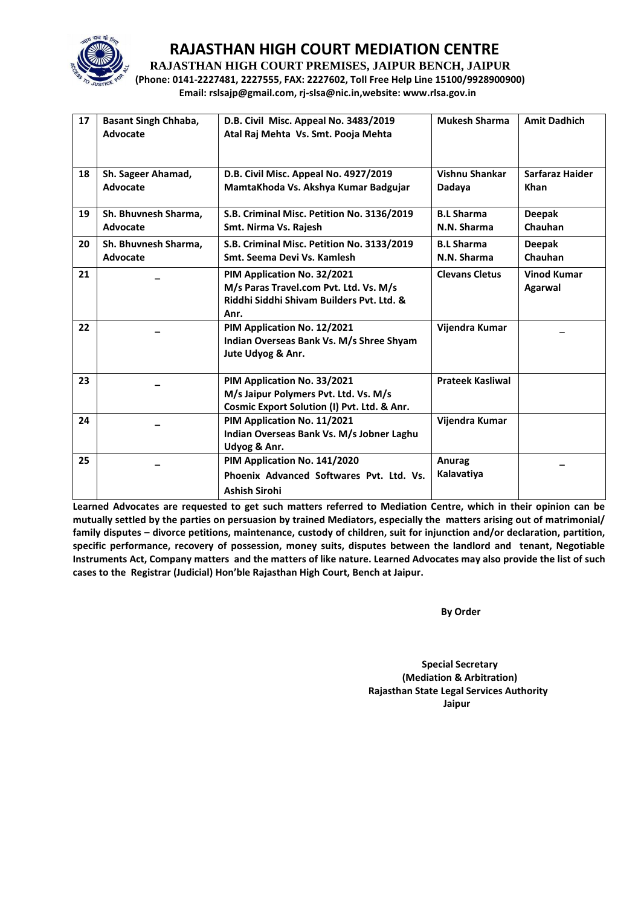# RAJASTHAN HIGH COURT MEDIATION CENTRE

**RAJASTHAN HIGH COURT PREMISES, JAIPUR BENCH, JAIPUR**

**(Phone: 0141-2227481, 2227555, FAX: 2227602, Toll Free Help Line 15100/9928900900)**

**Email: rslsajp@gmail.com, rj-slsa@nic.in,website: www.rlsa.gov.in**

| | | | | |
|---|---|---|---|---|
| 17 | **Basant Singh Chhaba, Advocate** | **D.B. Civil Misc. Appeal No. 3483/2019**<br>**Atal Raj Mehta Vs. Smt. Pooja Mehta** | **Mukesh Sharma** | **Amit Dadhich** |
| 18 | **Sh. Sageer Ahamad, Advocate** | **D.B. Civil Misc. Appeal No. 4927/2019**<br>**MamtaKhoda Vs. Akshya Kumar Badgujar** | **Vishnu Shankar Dadaya** | **Sarfaraz Haider Khan** |
| 19 | **Sh. Bhuvnesh Sharma, Advocate** | **S.B. Criminal Misc. Petition No. 3136/2019**<br>**Smt. Nirma Vs. Rajesh** | **B.L Sharma**<br>**N.N. Sharma** | **Deepak Chauhan** |
| 20 | **Sh. Bhuvnesh Sharma, Advocate** | **S.B. Criminal Misc. Petition No. 3133/2019**<br>**Smt. Seema Devi Vs. Kamlesh** | **B.L Sharma**<br>**N.N. Sharma** | **Deepak Chauhan** |
| 21 | _ | **PIM Application No. 32/2021**<br>**M/s Paras Travel.com Pvt. Ltd. Vs. M/s Riddhi Siddhi Shivam Builders Pvt. Ltd. & Anr.** | **Clevans Cletus** | **Vinod Kumar Agarwal** |
| 22 | _ | **PIM Application No. 12/2021**<br>**Indian Overseas Bank Vs. M/s Shree Shyam Jute Udyog & Anr.** | **Vijendra Kumar** | _ |
| 23 | _ | **PIM Application No. 33/2021**<br>**M/s Jaipur Polymers Pvt. Ltd. Vs. M/s Cosmic Export Solution (I) Pvt. Ltd. & Anr.** | **Prateek Kasliwal** | |
| 24 | _ | **PIM Application No. 11/2021**<br>**Indian Overseas Bank Vs. M/s Jobner Laghu Udyog & Anr.** | **Vijendra Kumar** | |
| 25 | _ | **PIM Application No. 141/2020**<br>**Phoenix Advanced Softwares Pvt. Ltd. Vs. Ashish Sirohi** | **Anurag Kalavatiya** | _ |

**Learned Advocates are requested to get such matters referred to Mediation Centre, which in their opinion can be mutually settled by the parties on persuasion by trained Mediators, especially the matters arising out of matrimonial/ family disputes – divorce petitions, maintenance, custody of children, suit for injunction and/or declaration, partition, specific performance, recovery of possession, money suits, disputes between the landlord and tenant, Negotiable Instruments Act, Company matters and the matters of like nature. Learned Advocates may also provide the list of such cases to the Registrar (Judicial) Hon'ble Rajasthan High Court, Bench at Jaipur.**

**By Order**

**Special Secretary**
**(Mediation & Arbitration)**
**Rajasthan State Legal Services Authority**
**Jaipur**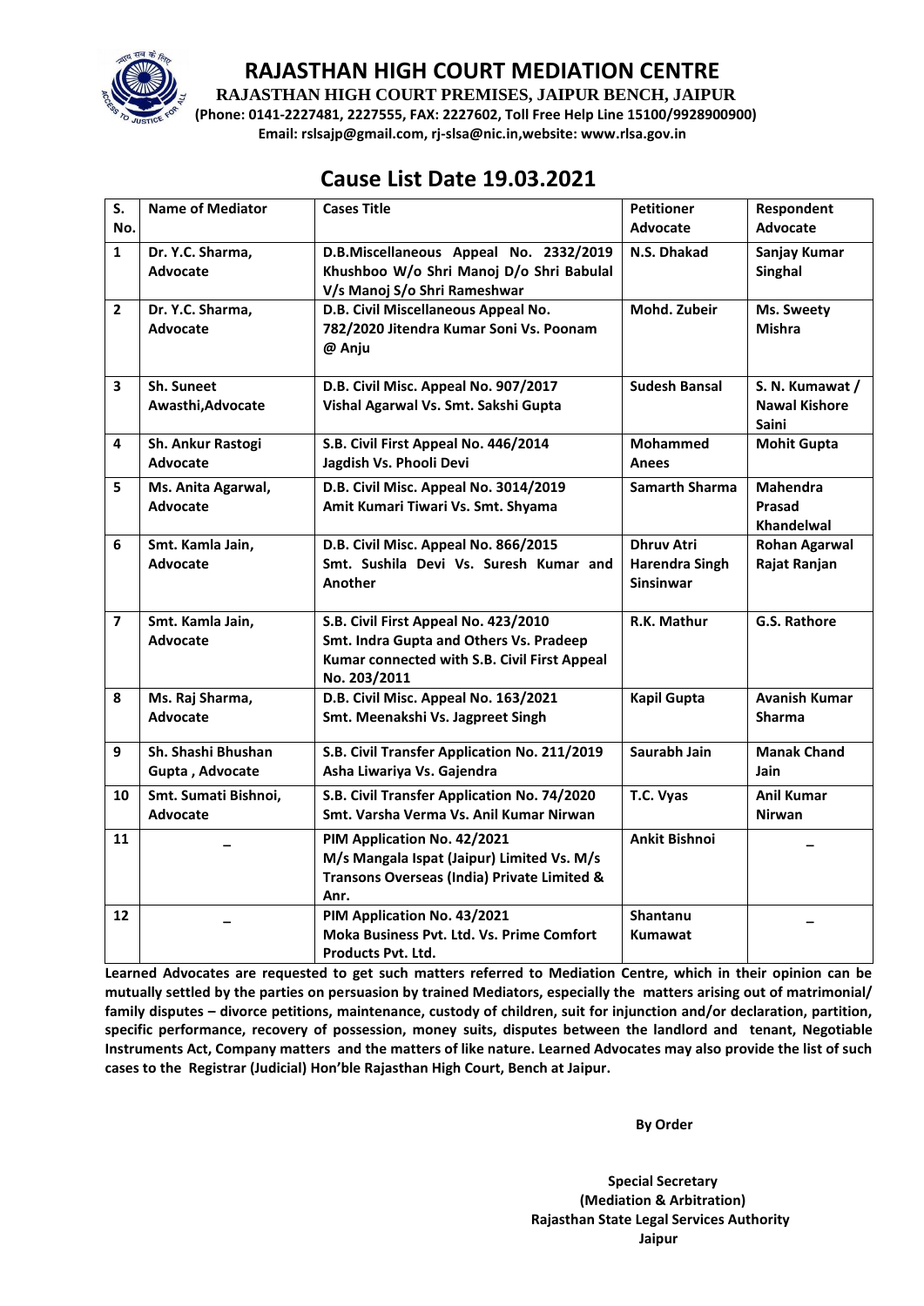# RAJASTHAN HIGH COURT MEDIATION CENTRE

**RAJASTHAN HIGH COURT PREMISES, JAIPUR BENCH, JAIPUR**

**(Phone: 0141-2227481, 2227555, FAX: 2227602, Toll Free Help Line 15100/9928900900)**

**Email: rslsajp@gmail.com, rj-slsa@nic.in,website: www.rlsa.gov.in**

## Cause List Date 19.03.2021

| S. No. | Name of Mediator | Cases Title | Petitioner Advocate | Respondent Advocate |
|---|---|---|---|---|
| 1 | Dr. Y.C. Sharma, Advocate | D.B.Miscellaneous Appeal No. 2332/2019 Khushboo W/o Shri Manoj D/o Shri Babulal V/s Manoj S/o Shri Rameshwar | N.S. Dhakad | Sanjay Kumar Singhal |
| 2 | Dr. Y.C. Sharma, Advocate | D.B. Civil Miscellaneous Appeal No. 782/2020 Jitendra Kumar Soni Vs. Poonam @ Anju | Mohd. Zubeir | Ms. Sweety Mishra |
| 3 | Sh. Suneet Awasthi,Advocate | D.B. Civil Misc. Appeal No. 907/2017 Vishal Agarwal Vs. Smt. Sakshi Gupta | Sudesh Bansal | S. N. Kumawat / Nawal Kishore Saini |
| 4 | Sh. Ankur Rastogi Advocate | S.B. Civil First Appeal No. 446/2014 Jagdish Vs. Phooli Devi | Mohammed Anees | Mohit Gupta |
| 5 | Ms. Anita Agarwal, Advocate | D.B. Civil Misc. Appeal No. 3014/2019 Amit Kumari Tiwari Vs. Smt. Shyama | Samarth Sharma | Mahendra Prasad Khandelwal |
| 6 | Smt. Kamla Jain, Advocate | D.B. Civil Misc. Appeal No. 866/2015 Smt. Sushila Devi Vs. Suresh Kumar and Another | Dhruv Atri Harendra Singh Sinsinwar | Rohan Agarwal Rajat Ranjan |
| 7 | Smt. Kamla Jain, Advocate | S.B. Civil First Appeal No. 423/2010 Smt. Indra Gupta and Others Vs. Pradeep Kumar connected with S.B. Civil First Appeal No. 203/2011 | R.K. Mathur | G.S. Rathore |
| 8 | Ms. Raj Sharma, Advocate | D.B. Civil Misc. Appeal No. 163/2021 Smt. Meenakshi Vs. Jagpreet Singh | Kapil Gupta | Avanish Kumar Sharma |
| 9 | Sh. Shashi Bhushan Gupta , Advocate | S.B. Civil Transfer Application No. 211/2019 Asha Liwariya Vs. Gajendra | Saurabh Jain | Manak Chand Jain |
| 10 | Smt. Sumati Bishnoi, Advocate | S.B. Civil Transfer Application No. 74/2020 Smt. Varsha Verma Vs. Anil Kumar Nirwan | T.C. Vyas | Anil Kumar Nirwan |
| 11 | – | PIM Application No. 42/2021 M/s Mangala Ispat (Jaipur) Limited Vs. M/s Transons Overseas (India) Private Limited & Anr. | Ankit Bishnoi | – |
| 12 | – | PIM Application No. 43/2021 Moka Business Pvt. Ltd. Vs. Prime Comfort Products Pvt. Ltd. | Shantanu Kumawat | – |

**Learned Advocates are requested to get such matters referred to Mediation Centre, which in their opinion can be mutually settled by the parties on persuasion by trained Mediators, especially the matters arising out of matrimonial/ family disputes – divorce petitions, maintenance, custody of children, suit for injunction and/or declaration, partition, specific performance, recovery of possession, money suits, disputes between the landlord and tenant, Negotiable Instruments Act, Company matters and the matters of like nature. Learned Advocates may also provide the list of such cases to the Registrar (Judicial) Hon'ble Rajasthan High Court, Bench at Jaipur.**

**By Order**

**Special Secretary**
**(Mediation & Arbitration)**
**Rajasthan State Legal Services Authority**
**Jaipur**